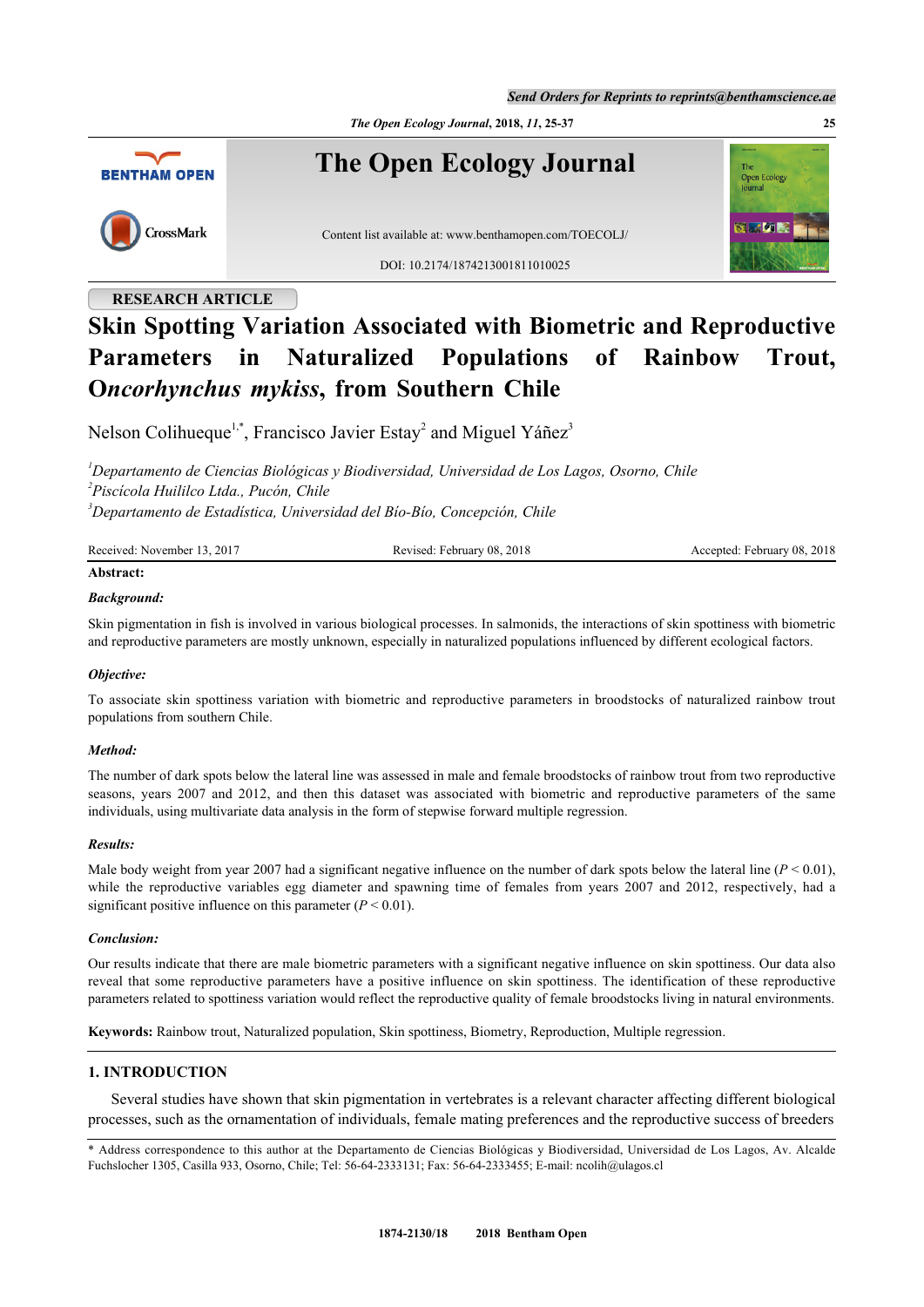RESEARCH ARTICLE

# Skin Spotting Variation Associated with Biometric and Reproductive Parameters in Naturalized Populations of Rainbow Trout, *Oncorhynchus mykiss*, from Southern Chile

Nelson Colihueque[1,*], Francisco Javier Estay[2] and Miguel Yáñez[3]

[1]*Departamento de Ciencias Biológicas y Biodiversidad, Universidad de Los Lagos, Osorno, Chile*
[2]*Piscícola Huililco Ltda., Pucón, Chile*
[3]*Departamento de Estadística, Universidad del Bío-Bío, Concepción, Chile*

Received: November 13, 2017 | Revised: February 08, 2018 | Accepted: February 08, 2018

**Abstract:**

***Background:***

Skin pigmentation in fish is involved in various biological processes. In salmonids, the interactions of skin spottiness with biometric and reproductive parameters are mostly unknown, especially in naturalized populations influenced by different ecological factors.

***Objective:***

To associate skin spottiness variation with biometric and reproductive parameters in broodstocks of naturalized rainbow trout populations from southern Chile.

***Method:***

The number of dark spots below the lateral line was assessed in male and female broodstocks of rainbow trout from two reproductive seasons, years 2007 and 2012, and then this dataset was associated with biometric and reproductive parameters of the same individuals, using multivariate data analysis in the form of stepwise forward multiple regression.

***Results:***

Male body weight from year 2007 had a significant negative influence on the number of dark spots below the lateral line ($P < 0.01$), while the reproductive variables egg diameter and spawning time of females from years 2007 and 2012, respectively, had a significant positive influence on this parameter ($P < 0.01$).

***Conclusion:***

Our results indicate that there are male biometric parameters with a significant negative influence on skin spottiness. Our data also reveal that some reproductive parameters have a positive influence on skin spottiness. The identification of these reproductive parameters related to spottiness variation would reflect the reproductive quality of female broodstocks living in natural environments.

**Keywords:** Rainbow trout, Naturalized population, Skin spottiness, Biometry, Reproduction, Multiple regression.

## 1. INTRODUCTION

Several studies have shown that skin pigmentation in vertebrates is a relevant character affecting different biological processes, such as the ornamentation of individuals, female mating preferences and the reproductive success of breeders

* Address correspondence to this author at the Departamento de Ciencias Biológicas y Biodiversidad, Universidad de Los Lagos, Av. Alcalde Fuchslocher 1305, Casilla 933, Osorno, Chile; Tel: 56-64-2333131; Fax: 56-64-2333455; E-mail: ncolih@ulagos.cl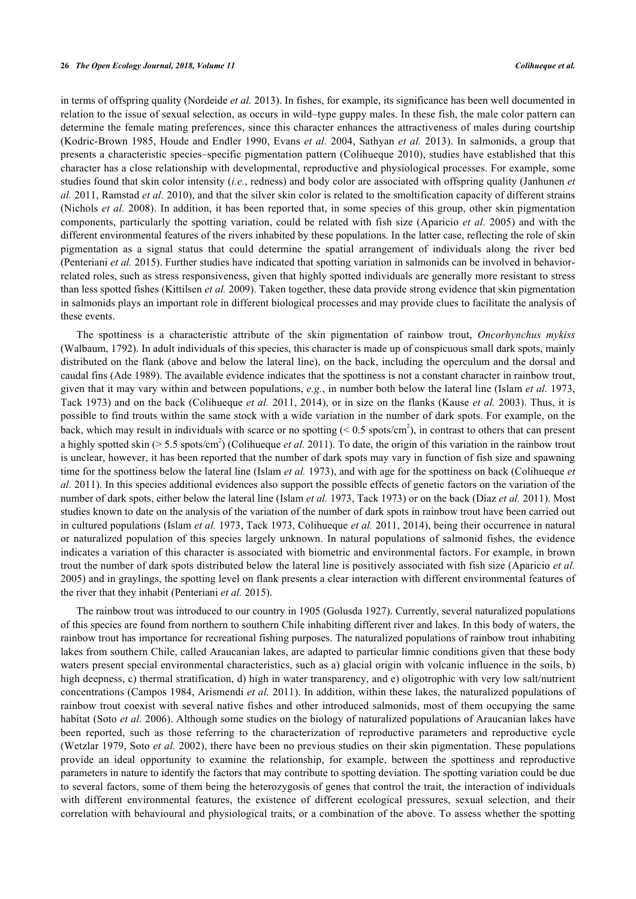in terms of offspring quality (Nordeide *et al.* 2013). In fishes, for example, its significance has been well documented in relation to the issue of sexual selection, as occurs in wild–type guppy males. In these fish, the male color pattern can determine the female mating preferences, since this character enhances the attractiveness of males during courtship (Kodric-Brown 1985, Houde and Endler 1990, Evans *et al.* 2004, Sathyan *et al.* 2013). In salmonids, a group that presents a characteristic species–specific pigmentation pattern (Colihueque 2010), studies have established that this character has a close relationship with developmental, reproductive and physiological processes. For example, some studies found that skin color intensity (*i.e.*, redness) and body color are associated with offspring quality (Janhunen *et al.* 2011, Ramstad *et al.* 2010), and that the silver skin color is related to the smoltification capacity of different strains (Nichols *et al.* 2008). In addition, it has been reported that, in some species of this group, other skin pigmentation components, particularly the spotting variation, could be related with fish size (Aparicio *et al.* 2005) and with the different environmental features of the rivers inhabited by these populations. In the latter case, reflecting the role of skin pigmentation as a signal status that could determine the spatial arrangement of individuals along the river bed (Penteriani *et al.* 2015). Further studies have indicated that spotting variation in salmonids can be involved in behavior-related roles, such as stress responsiveness, given that highly spotted individuals are generally more resistant to stress than less spotted fishes (Kittilsen *et al.* 2009). Taken together, these data provide strong evidence that skin pigmentation in salmonids plays an important role in different biological processes and may provide clues to facilitate the analysis of these events.

The spottiness is a characteristic attribute of the skin pigmentation of rainbow trout, *Oncorhynchus mykiss* (Walbaum, 1792). In adult individuals of this species, this character is made up of conspicuous small dark spots, mainly distributed on the flank (above and below the lateral line), on the back, including the operculum and the dorsal and caudal fins (Ade 1989). The available evidence indicates that the spottiness is not a constant character in rainbow trout, given that it may vary within and between populations, *e.g.*, in number both below the lateral line (Islam *et al.* 1973, Tack 1973) and on the back (Colihueque *et al.* 2011, 2014), or in size on the flanks (Kause *et al.* 2003). Thus, it is possible to find trouts within the same stock with a wide variation in the number of dark spots. For example, on the back, which may result in individuals with scarce or no spotting (< 0.5 spots/cm$^2$), in contrast to others that can present a highly spotted skin (> 5.5 spots/cm$^2$) (Colihueque *et al.* 2011). To date, the origin of this variation in the rainbow trout is unclear, however, it has been reported that the number of dark spots may vary in function of fish size and spawning time for the spottiness below the lateral line (Islam *et al.* 1973), and with age for the spottiness on back (Colihueque *et al.* 2011). In this species additional evidences also support the possible effects of genetic factors on the variation of the number of dark spots, either below the lateral line (Islam *et al.* 1973, Tack 1973) or on the back (Díaz *et al.* 2011). Most studies known to date on the analysis of the variation of the number of dark spots in rainbow trout have been carried out in cultured populations (Islam *et al.* 1973, Tack 1973, Colihueque *et al.* 2011, 2014), being their occurrence in natural or naturalized population of this species largely unknown. In natural populations of salmonid fishes, the evidence indicates a variation of this character is associated with biometric and environmental factors. For example, in brown trout the number of dark spots distributed below the lateral line is positively associated with fish size (Aparicio *et al.* 2005) and in graylings, the spotting level on flank presents a clear interaction with different environmental features of the river that they inhabit (Penteriani *et al.* 2015).

The rainbow trout was introduced to our country in 1905 (Golusda 1927). Currently, several naturalized populations of this species are found from northern to southern Chile inhabiting different river and lakes. In this body of waters, the rainbow trout has importance for recreational fishing purposes. The naturalized populations of rainbow trout inhabiting lakes from southern Chile, called Araucanian lakes, are adapted to particular limnic conditions given that these body waters present special environmental characteristics, such as a) glacial origin with volcanic influence in the soils, b) high deepness, c) thermal stratification, d) high in water transparency, and e) oligotrophic with very low salt/nutrient concentrations (Campos 1984, Arismendi *et al.* 2011). In addition, within these lakes, the naturalized populations of rainbow trout coexist with several native fishes and other introduced salmonids, most of them occupying the same habitat (Soto *et al.* 2006). Although some studies on the biology of naturalized populations of Araucanian lakes have been reported, such as those referring to the characterization of reproductive parameters and reproductive cycle (Wetzlar 1979, Soto *et al.* 2002), there have been no previous studies on their skin pigmentation. These populations provide an ideal opportunity to examine the relationship, for example, between the spottiness and reproductive parameters in nature to identify the factors that may contribute to spotting deviation. The spotting variation could be due to several factors, some of them being the heterozygosis of genes that control the trait, the interaction of individuals with different environmental features, the existence of different ecological pressures, sexual selection, and their correlation with behavioural and physiological traits, or a combination of the above. To assess whether the spotting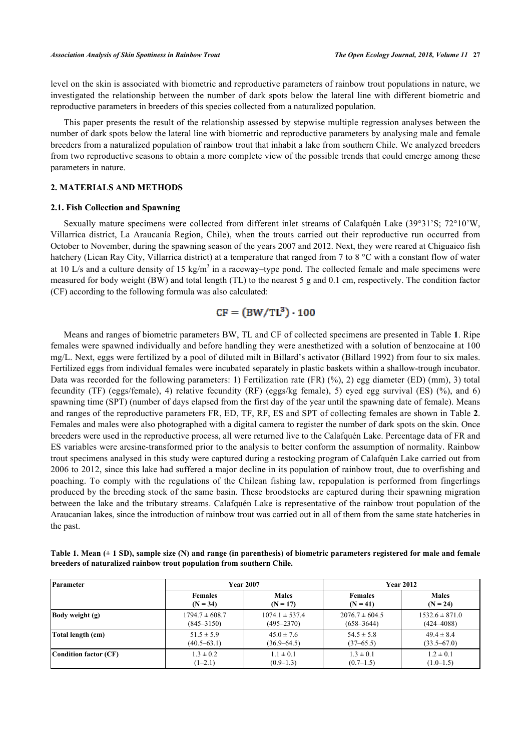level on the skin is associated with biometric and reproductive parameters of rainbow trout populations in nature, we investigated the relationship between the number of dark spots below the lateral line with different biometric and reproductive parameters in breeders of this species collected from a naturalized population.

This paper presents the result of the relationship assessed by stepwise multiple regression analyses between the number of dark spots below the lateral line with biometric and reproductive parameters by analysing male and female breeders from a naturalized population of rainbow trout that inhabit a lake from southern Chile. We analyzed breeders from two reproductive seasons to obtain a more complete view of the possible trends that could emerge among these parameters in nature.

## 2. MATERIALS AND METHODS

### 2.1. Fish Collection and Spawning

Sexually mature specimens were collected from different inlet streams of Calafquén Lake (39°31'S; 72°10'W, Villarrica district, La Araucanía Region, Chile), when the trouts carried out their reproductive run occurred from October to November, during the spawning season of the years 2007 and 2012. Next, they were reared at Chiguaico fish hatchery (Lican Ray City, Villarrica district) at a temperature that ranged from 7 to 8 °C with a constant flow of water at 10 L/s and a culture density of 15 kg/m$^3$ in a raceway–type pond. The collected female and male specimens were measured for body weight (BW) and total length (TL) to the nearest 5 g and 0.1 cm, respectively. The condition factor (CF) according to the following formula was also calculated:

$$CF = (BW/TL^3) \cdot 100$$

Means and ranges of biometric parameters BW, TL and CF of collected specimens are presented in Table **1**. Ripe females were spawned individually and before handling they were anesthetized with a solution of benzocaine at 100 mg/L. Next, eggs were fertilized by a pool of diluted milt in Billard's activator (Billard 1992) from four to six males. Fertilized eggs from individual females were incubated separately in plastic baskets within a shallow-trough incubator. Data was recorded for the following parameters: 1) Fertilization rate (FR) (%), 2) egg diameter (ED) (mm), 3) total fecundity (TF) (eggs/female), 4) relative fecundity (RF) (eggs/kg female), 5) eyed egg survival (ES) (%), and 6) spawning time (SPT) (number of days elapsed from the first day of the year until the spawning date of female). Means and ranges of the reproductive parameters FR, ED, TF, RF, ES and SPT of collecting females are shown in Table **2**. Females and males were also photographed with a digital camera to register the number of dark spots on the skin. Once breeders were used in the reproductive process, all were returned live to the Calafquén Lake. Percentage data of FR and ES variables were arcsine-transformed prior to the analysis to better conform the assumption of normality. Rainbow trout specimens analysed in this study were captured during a restocking program of Calafquén Lake carried out from 2006 to 2012, since this lake had suffered a major decline in its population of rainbow trout, due to overfishing and poaching. To comply with the regulations of the Chilean fishing law, repopulation is performed from fingerlings produced by the breeding stock of the same basin. These broodstocks are captured during their spawning migration between the lake and the tributary streams. Calafquén Lake is representative of the rainbow trout population of the Araucanian lakes, since the introduction of rainbow trout was carried out in all of them from the same state hatcheries in the past.

**Table 1. Mean (± 1 SD), sample size (N) and range (in parenthesis) of biometric parameters registered for male and female breeders of naturalized rainbow trout population from southern Chile.**

| Parameter | Year 2007 | | Year 2012 | |
|---|---|---|---|---|
| | Females (N = 34) | Males (N = 17) | Females (N = 41) | Males (N = 24) |
| **Body weight (g)** | 1794.7 ± 608.7 (845–3150) | 1074.1 ± 537.4 (495–2370) | 2076.7 ± 604.5 (658–3644) | 1532.6 ± 871.0 (424–4088) |
| **Total length (cm)** | 51.5 ± 5.9 (40.5–63.1) | 45.0 ± 7.6 (36.9–64.5) | 54.5 ± 5.8 (37–65.5) | 49.4 ± 8.4 (33.5–67.0) |
| **Condition factor (CF)** | 1.3 ± 0.2 (1–2.1) | 1.1 ± 0.1 (0.9–1.3) | 1.3 ± 0.1 (0.7–1.5) | 1.2 ± 0.1 (1.0–1.5) |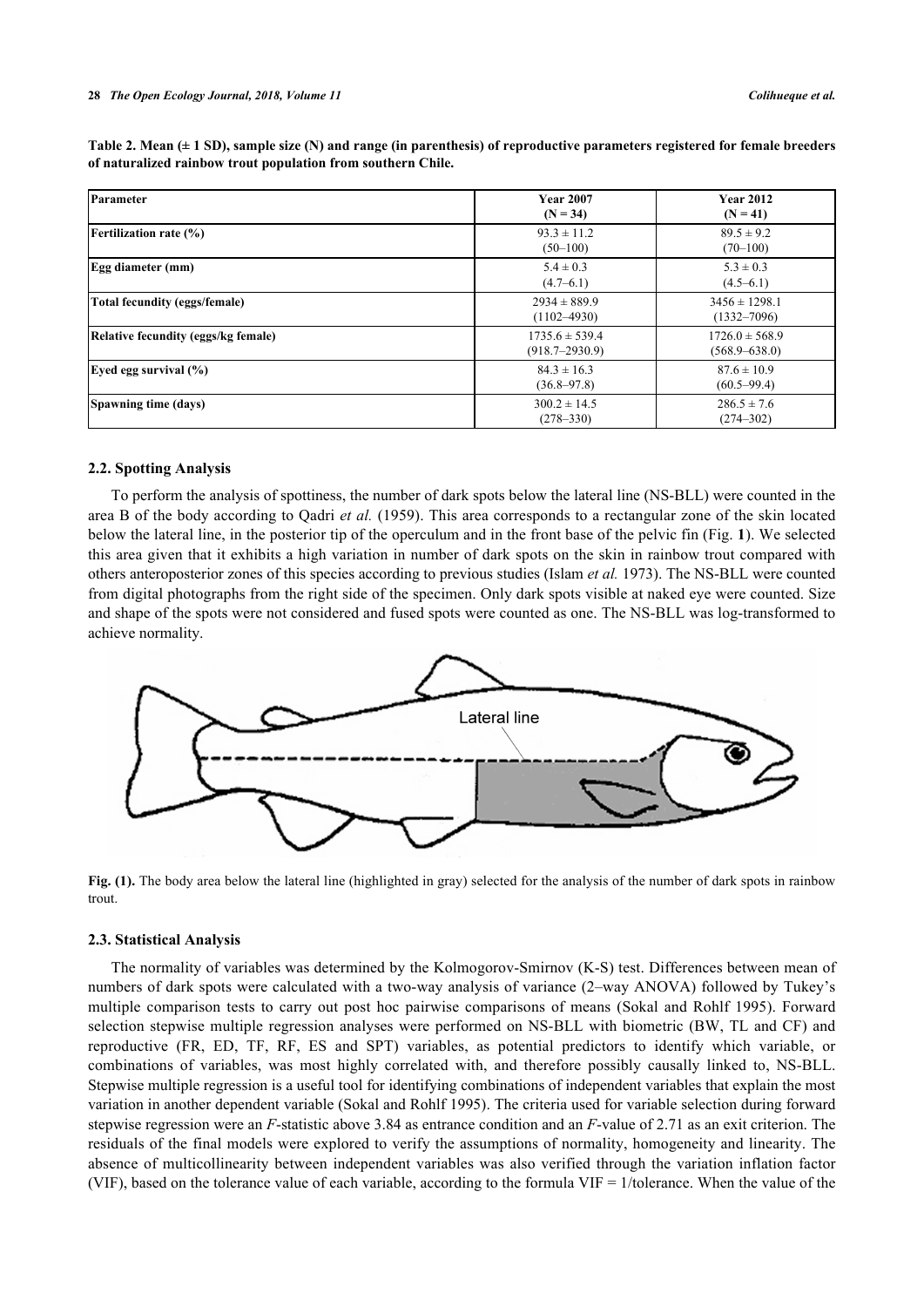**Table 2. Mean (± 1 SD), sample size (N) and range (in parenthesis) of reproductive parameters registered for female breeders of naturalized rainbow trout population from southern Chile.**

| Parameter | Year 2007 (N = 34) | Year 2012 (N = 41) |
|---|---|---|
| **Fertilization rate (%)** | 93.3 ± 11.2 (50–100) | 89.5 ± 9.2 (70–100) |
| **Egg diameter (mm)** | 5.4 ± 0.3 (4.7–6.1) | 5.3 ± 0.3 (4.5–6.1) |
| **Total fecundity (eggs/female)** | 2934 ± 889.9 (1102–4930) | 3456 ± 1298.1 (1332–7096) |
| **Relative fecundity (eggs/kg female)** | 1735.6 ± 539.4 (918.7–2930.9) | 1726.0 ± 568.9 (568.9–638.0) |
| **Eyed egg survival (%)** | 84.3 ± 16.3 (36.8–97.8) | 87.6 ± 10.9 (60.5–99.4) |
| **Spawning time (days)** | 300.2 ± 14.5 (278–330) | 286.5 ± 7.6 (274–302) |

### 2.2. Spotting Analysis

To perform the analysis of spottiness, the number of dark spots below the lateral line (NS-BLL) were counted in the area B of the body according to Qadri *et al.* (1959). This area corresponds to a rectangular zone of the skin located below the lateral line, in the posterior tip of the operculum and in the front base of the pelvic fin (Fig. **1**). We selected this area given that it exhibits a high variation in number of dark spots on the skin in rainbow trout compared with others anteroposterior zones of this species according to previous studies (Islam *et al.* 1973). The NS-BLL were counted from digital photographs from the right side of the specimen. Only dark spots visible at naked eye were counted. Size and shape of the spots were not considered and fused spots were counted as one. The NS-BLL was log-transformed to achieve normality.

**Fig. (1).** The body area below the lateral line (highlighted in gray) selected for the analysis of the number of dark spots in rainbow trout.

### 2.3. Statistical Analysis

The normality of variables was determined by the Kolmogorov-Smirnov (K-S) test. Differences between mean of numbers of dark spots were calculated with a two-way analysis of variance (2–way ANOVA) followed by Tukey's multiple comparison tests to carry out post hoc pairwise comparisons of means (Sokal and Rohlf 1995). Forward selection stepwise multiple regression analyses were performed on NS-BLL with biometric (BW, TL and CF) and reproductive (FR, ED, TF, RF, ES and SPT) variables, as potential predictors to identify which variable, or combinations of variables, was most highly correlated with, and therefore possibly causally linked to, NS-BLL. Stepwise multiple regression is a useful tool for identifying combinations of independent variables that explain the most variation in another dependent variable (Sokal and Rohlf 1995). The criteria used for variable selection during forward stepwise regression were an $F$-statistic above 3.84 as entrance condition and an $F$-value of 2.71 as an exit criterion. The residuals of the final models were explored to verify the assumptions of normality, homogeneity and linearity. The absence of multicollinearity between independent variables was also verified through the variation inflation factor (VIF), based on the tolerance value of each variable, according to the formula VIF = 1/tolerance. When the value of the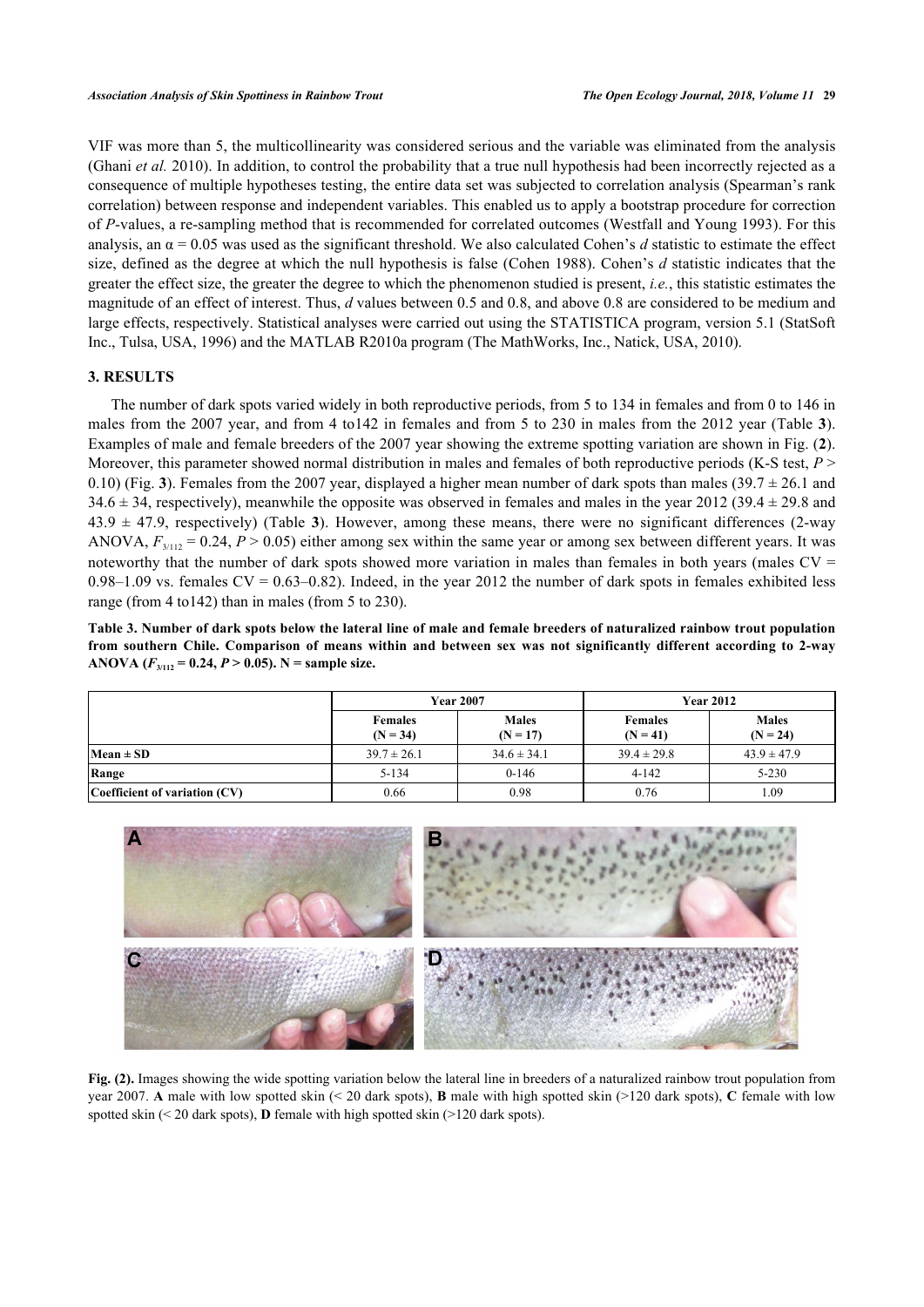VIF was more than 5, the multicollinearity was considered serious and the variable was eliminated from the analysis (Ghani *et al.* 2010). In addition, to control the probability that a true null hypothesis had been incorrectly rejected as a consequence of multiple hypotheses testing, the entire data set was subjected to correlation analysis (Spearman's rank correlation) between response and independent variables. This enabled us to apply a bootstrap procedure for correction of *P*-values, a re-sampling method that is recommended for correlated outcomes (Westfall and Young 1993). For this analysis, an $\alpha = 0.05$ was used as the significant threshold. We also calculated Cohen's *d* statistic to estimate the effect size, defined as the degree at which the null hypothesis is false (Cohen 1988). Cohen's *d* statistic indicates that the greater the effect size, the greater the degree to which the phenomenon studied is present, *i.e.*, this statistic estimates the magnitude of an effect of interest. Thus, *d* values between 0.5 and 0.8, and above 0.8 are considered to be medium and large effects, respectively. Statistical analyses were carried out using the STATISTICA program, version 5.1 (StatSoft Inc., Tulsa, USA, 1996) and the MATLAB R2010a program (The MathWorks, Inc., Natick, USA, 2010).

## 3. RESULTS

The number of dark spots varied widely in both reproductive periods, from 5 to 134 in females and from 0 to 146 in males from the 2007 year, and from 4 to142 in females and from 5 to 230 in males from the 2012 year (Table **3**). Examples of male and female breeders of the 2007 year showing the extreme spotting variation are shown in Fig. (**2**). Moreover, this parameter showed normal distribution in males and females of both reproductive periods (K-S test, $P > 0.10$) (Fig. **3**). Females from the 2007 year, displayed a higher mean number of dark spots than males ($39.7 \pm 26.1$ and $34.6 \pm 34$, respectively), meanwhile the opposite was observed in females and males in the year 2012 ($39.4 \pm 29.8$ and $43.9 \pm 47.9$, respectively) (Table **3**). However, among these means, there were no significant differences (2-way ANOVA, $F_{3/112} = 0.24$, $P > 0.05$) either among sex within the same year or among sex between different years. It was noteworthy that the number of dark spots showed more variation in males than females in both years (males CV = 0.98–1.09 vs. females CV = 0.63–0.82). Indeed, in the year 2012 the number of dark spots in females exhibited less range (from 4 to142) than in males (from 5 to 230).

**Table 3. Number of dark spots below the lateral line of male and female breeders of naturalized rainbow trout population from southern Chile. Comparison of means within and between sex was not significantly different according to 2-way ANOVA ($F_{3/112} = 0.24$, $P > 0.05$). N = sample size.**

| | Year 2007 | | Year 2012 | |
|---|---|---|---|---|
| | Females (N = 34) | Males (N = 17) | Females (N = 41) | Males (N = 24) |
| **Mean ± SD** | 39.7 ± 26.1 | 34.6 ± 34.1 | 39.4 ± 29.8 | 43.9 ± 47.9 |
| **Range** | 5-134 | 0-146 | 4-142 | 5-230 |
| **Coefficient of variation (CV)** | 0.66 | 0.98 | 0.76 | 1.09 |

**Fig. (2).** Images showing the wide spotting variation below the lateral line in breeders of a naturalized rainbow trout population from year 2007. **A** male with low spotted skin (< 20 dark spots), **B** male with high spotted skin (>120 dark spots), **C** female with low spotted skin (< 20 dark spots), **D** female with high spotted skin (>120 dark spots).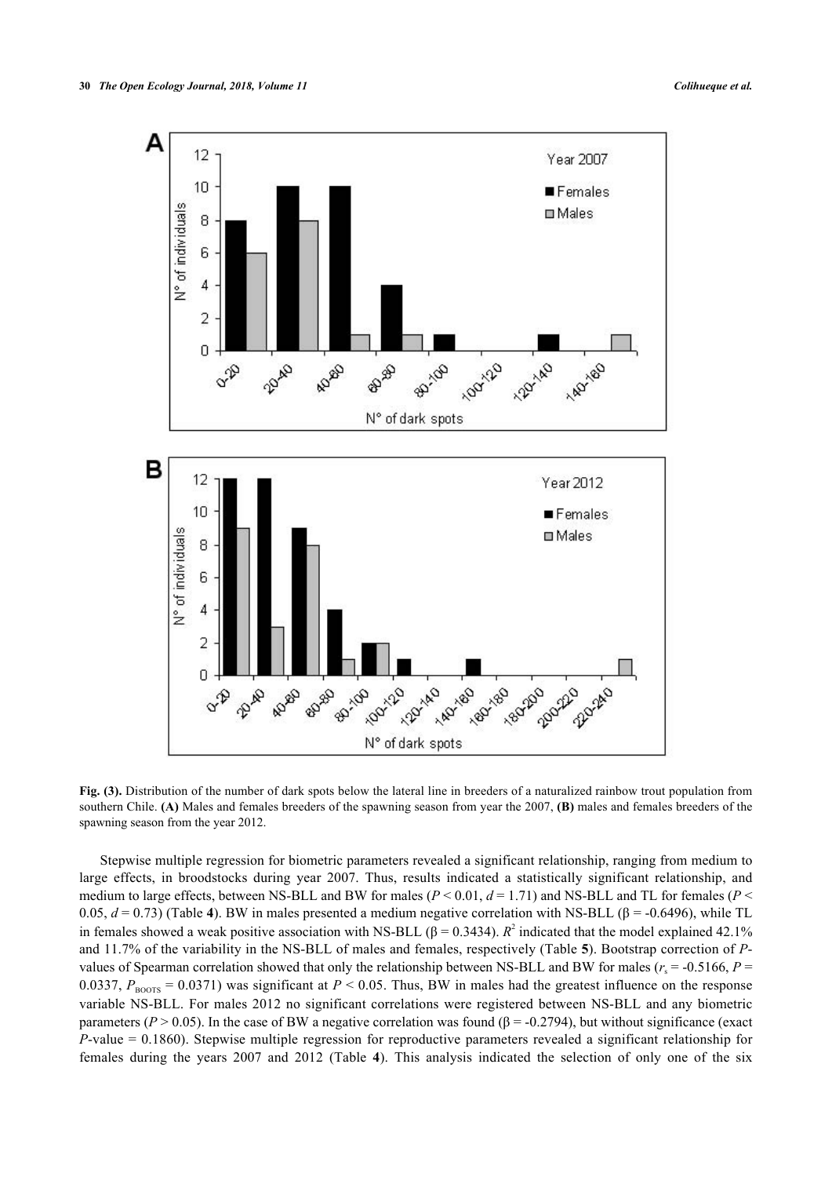**Fig. (3).** Distribution of the number of dark spots below the lateral line in breeders of a naturalized rainbow trout population from southern Chile. **(A)** Males and females breeders of the spawning season from year the 2007, **(B)** males and females breeders of the spawning season from the year 2012.

Stepwise multiple regression for biometric parameters revealed a significant relationship, ranging from medium to large effects, in broodstocks during year 2007. Thus, results indicated a statistically significant relationship, and medium to large effects, between NS-BLL and BW for males ($P < 0.01$, $d = 1.71$) and NS-BLL and TL for females ($P < 0.05$, $d = 0.73$) (Table **4**). BW in males presented a medium negative correlation with NS-BLL ($\beta = -0.6496$), while TL in females showed a weak positive association with NS-BLL ($\beta = 0.3434$). $R^2$ indicated that the model explained 42.1% and 11.7% of the variability in the NS-BLL of males and females, respectively (Table **5**). Bootstrap correction of *P*-values of Spearman correlation showed that only the relationship between NS-BLL and BW for males ($r_s = -0.5166$, $P = 0.0337$, $P_{BOOTS} = 0.0371$) was significant at $P < 0.05$. Thus, BW in males had the greatest influence on the response variable NS-BLL. For males 2012 no significant correlations were registered between NS-BLL and any biometric parameters ($P > 0.05$). In the case of BW a negative correlation was found ($\beta = -0.2794$), but without significance (exact *P*-value = 0.1860). Stepwise multiple regression for reproductive parameters revealed a significant relationship for females during the years 2007 and 2012 (Table **4**). This analysis indicated the selection of only one of the six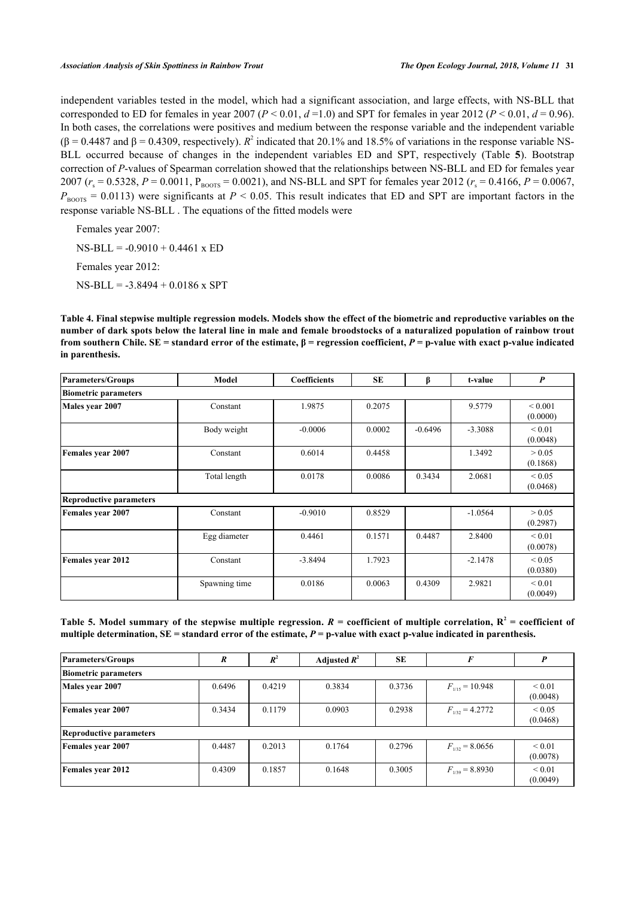independent variables tested in the model, which had a significant association, and large effects, with NS-BLL that corresponded to ED for females in year 2007 ($P < 0.01$, $d = 1.0$) and SPT for females in year 2012 ($P < 0.01$, $d = 0.96$). In both cases, the correlations were positives and medium between the response variable and the independent variable ($\beta = 0.4487$ and $\beta = 0.4309$, respectively). $R^2$ indicated that 20.1% and 18.5% of variations in the response variable NS-BLL occurred because of changes in the independent variables ED and SPT, respectively (Table **5**). Bootstrap correction of *P*-values of Spearman correlation showed that the relationships between NS-BLL and ED for females year 2007 ($r_s = 0.5328$, $P = 0.0011$, $P_{BOOTS} = 0.0021$), and NS-BLL and SPT for females year 2012 ($r_s = 0.4166$, $P = 0.0067$, $P_{BOOTS} = 0.0113$) were significants at $P < 0.05$. This result indicates that ED and SPT are important factors in the response variable NS-BLL . The equations of the fitted models were

Females year 2007:

NS-BLL = -0.9010 + 0.4461 x ED

Females year 2012:

NS-BLL = -3.8494 + 0.0186 x SPT

**Table 4. Final stepwise multiple regression models. Models show the effect of the biometric and reproductive variables on the number of dark spots below the lateral line in male and female broodstocks of a naturalized population of rainbow trout from southern Chile. SE = standard error of the estimate, β = regression coefficient, *P* = p-value with exact p-value indicated in parenthesis.**

| Parameters/Groups | Model | Coefficients | SE | β | t-value | *P* |
|---|---|---|---|---|---|---|
| **Biometric parameters** | | | | | | |
| **Males year 2007** | Constant | 1.9875 | 0.2075 | | 9.5779 | < 0.001 (0.0000) |
| | Body weight | -0.0006 | 0.0002 | -0.6496 | -3.3088 | < 0.01 (0.0048) |
| **Females year 2007** | Constant | 0.6014 | 0.4458 | | 1.3492 | > 0.05 (0.1868) |
| | Total length | 0.0178 | 0.0086 | 0.3434 | 2.0681 | < 0.05 (0.0468) |
| **Reproductive parameters** | | | | | | |
| **Females year 2007** | Constant | -0.9010 | 0.8529 | | -1.0564 | > 0.05 (0.2987) |
| | Egg diameter | 0.4461 | 0.1571 | 0.4487 | 2.8400 | < 0.01 (0.0078) |
| **Females year 2012** | Constant | -3.8494 | 1.7923 | | -2.1478 | < 0.05 (0.0380) |
| | Spawning time | 0.0186 | 0.0063 | 0.4309 | 2.9821 | < 0.01 (0.0049) |

**Table 5. Model summary of the stepwise multiple regression. *R* = coefficient of multiple correlation, $R^2$ = coefficient of multiple determination, SE = standard error of the estimate, *P* = p-value with exact p-value indicated in parenthesis.**

| Parameters/Groups | *R* | $R^2$ | Adjusted $R^2$ | SE | *F* | *P* |
|---|---|---|---|---|---|---|
| **Biometric parameters** | | | | | | |
| **Males year 2007** | 0.6496 | 0.4219 | 0.3834 | 0.3736 | $F_{1/15} = 10.948$ | < 0.01 (0.0048) |
| **Females year 2007** | 0.3434 | 0.1179 | 0.0903 | 0.2938 | $F_{1/32} = 4.2772$ | < 0.05 (0.0468) |
| **Reproductive parameters** | | | | | | |
| **Females year 2007** | 0.4487 | 0.2013 | 0.1764 | 0.2796 | $F_{1/32} = 8.0656$ | < 0.01 (0.0078) |
| **Females year 2012** | 0.4309 | 0.1857 | 0.1648 | 0.3005 | $F_{1/39} = 8.8930$ | < 0.01 (0.0049) |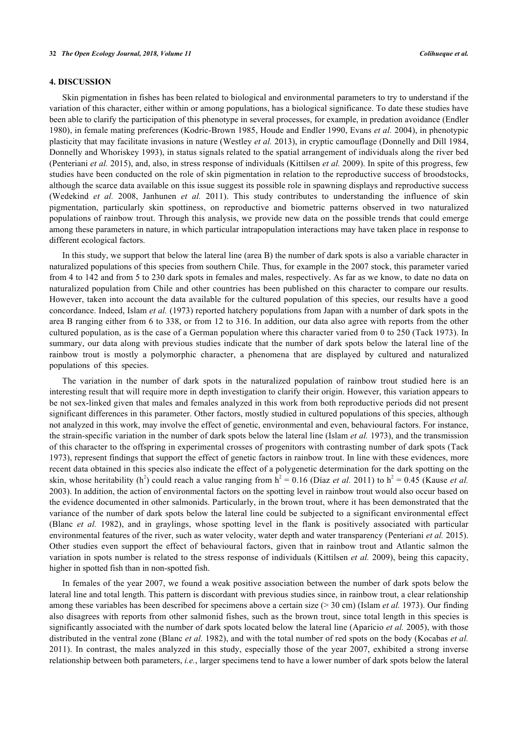## 4. DISCUSSION

Skin pigmentation in fishes has been related to biological and environmental parameters to try to understand if the variation of this character, either within or among populations, has a biological significance. To date these studies have been able to clarify the participation of this phenotype in several processes, for example, in predation avoidance (Endler 1980), in female mating preferences (Kodric-Brown 1985, Houde and Endler 1990, Evans *et al.* 2004), in phenotypic plasticity that may facilitate invasions in nature (Westley *et al.* 2013), in cryptic camouflage (Donnelly and Dill 1984, Donnelly and Whoriskey 1993), in status signals related to the spatial arrangement of individuals along the river bed (Penteriani *et al.* 2015), and, also, in stress response of individuals (Kittilsen *et al.* 2009). In spite of this progress, few studies have been conducted on the role of skin pigmentation in relation to the reproductive success of broodstocks, although the scarce data available on this issue suggest its possible role in spawning displays and reproductive success (Wedekind *et al.* 2008, Janhunen *et al.* 2011). This study contributes to understanding the influence of skin pigmentation, particularly skin spottiness, on reproductive and biometric patterns observed in two naturalized populations of rainbow trout. Through this analysis, we provide new data on the possible trends that could emerge among these parameters in nature, in which particular intrapopulation interactions may have taken place in response to different ecological factors.

In this study, we support that below the lateral line (area B) the number of dark spots is also a variable character in naturalized populations of this species from southern Chile. Thus, for example in the 2007 stock, this parameter varied from 4 to 142 and from 5 to 230 dark spots in females and males, respectively. As far as we know, to date no data on naturalized population from Chile and other countries has been published on this character to compare our results. However, taken into account the data available for the cultured population of this species, our results have a good concordance. Indeed, Islam *et al.* (1973) reported hatchery populations from Japan with a number of dark spots in the area B ranging either from 6 to 338, or from 12 to 316. In addition, our data also agree with reports from the other cultured population, as is the case of a German population where this character varied from 0 to 250 (Tack 1973). In summary, our data along with previous studies indicate that the number of dark spots below the lateral line of the rainbow trout is mostly a polymorphic character, a phenomena that are displayed by cultured and naturalized populations of this species.

The variation in the number of dark spots in the naturalized population of rainbow trout studied here is an interesting result that will require more in depth investigation to clarify their origin. However, this variation appears to be not sex-linked given that males and females analyzed in this work from both reproductive periods did not present significant differences in this parameter. Other factors, mostly studied in cultured populations of this species, although not analyzed in this work, may involve the effect of genetic, environmental and even, behavioural factors. For instance, the strain-specific variation in the number of dark spots below the lateral line (Islam *et al.* 1973), and the transmission of this character to the offspring in experimental crosses of progenitors with contrasting number of dark spots (Tack 1973), represent findings that support the effect of genetic factors in rainbow trout. In line with these evidences, more recent data obtained in this species also indicate the effect of a polygenetic determination for the dark spotting on the skin, whose heritability ($h^2$) could reach a value ranging from $h^2 = 0.16$ (Díaz *et al.* 2011) to $h^2 = 0.45$ (Kause *et al.* 2003). In addition, the action of environmental factors on the spotting level in rainbow trout would also occur based on the evidence documented in other salmonids. Particularly, in the brown trout, where it has been demonstrated that the variance of the number of dark spots below the lateral line could be subjected to a significant environmental effect (Blanc *et al.* 1982), and in graylings, whose spotting level in the flank is positively associated with particular environmental features of the river, such as water velocity, water depth and water transparency (Penteriani *et al.* 2015). Other studies even support the effect of behavioural factors, given that in rainbow trout and Atlantic salmon the variation in spots number is related to the stress response of individuals (Kittilsen *et al.* 2009), being this capacity, higher in spotted fish than in non-spotted fish.

In females of the year 2007, we found a weak positive association between the number of dark spots below the lateral line and total length. This pattern is discordant with previous studies since, in rainbow trout, a clear relationship among these variables has been described for specimens above a certain size (> 30 cm) (Islam *et al.* 1973). Our finding also disagrees with reports from other salmonid fishes, such as the brown trout, since total length in this species is significantly associated with the number of dark spots located below the lateral line (Aparicio *et al.* 2005), with those distributed in the ventral zone (Blanc *et al.* 1982), and with the total number of red spots on the body (Kocabas *et al.* 2011). In contrast, the males analyzed in this study, especially those of the year 2007, exhibited a strong inverse relationship between both parameters, *i.e.*, larger specimens tend to have a lower number of dark spots below the lateral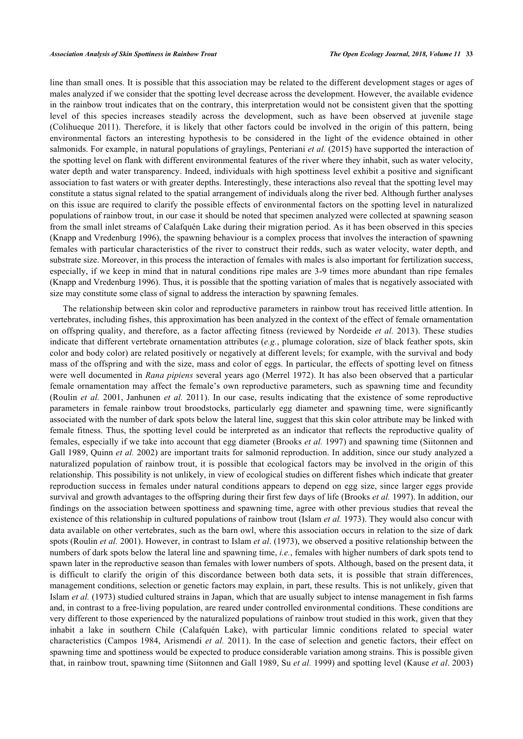line than small ones. It is possible that this association may be related to the different development stages or ages of males analyzed if we consider that the spotting level decrease across the development. However, the available evidence in the rainbow trout indicates that on the contrary, this interpretation would not be consistent given that the spotting level of this species increases steadily across the development, such as have been observed at juvenile stage (Colihueque 2011). Therefore, it is likely that other factors could be involved in the origin of this pattern, being environmental factors an interesting hypothesis to be considered in the light of the evidence obtained in other salmonids. For example, in natural populations of graylings, Penteriani *et al.* (2015) have supported the interaction of the spotting level on flank with different environmental features of the river where they inhabit, such as water velocity, water depth and water transparency. Indeed, individuals with high spottiness level exhibit a positive and significant association to fast waters or with greater depths. Interestingly, these interactions also reveal that the spotting level may constitute a status signal related to the spatial arrangement of individuals along the river bed. Although further analyses on this issue are required to clarify the possible effects of environmental factors on the spotting level in naturalized populations of rainbow trout, in our case it should be noted that specimen analyzed were collected at spawning season from the small inlet streams of Calafquén Lake during their migration period. As it has been observed in this species (Knapp and Vredenburg 1996), the spawning behaviour is a complex process that involves the interaction of spawning females with particular characteristics of the river to construct their redds, such as water velocity, water depth, and substrate size. Moreover, in this process the interaction of females with males is also important for fertilization success, especially, if we keep in mind that in natural conditions ripe males are 3-9 times more abundant than ripe females (Knapp and Vredenburg 1996). Thus, it is possible that the spotting variation of males that is negatively associated with size may constitute some class of signal to address the interaction by spawning females.

The relationship between skin color and reproductive parameters in rainbow trout has received little attention. In vertebrates, including fishes, this approximation has been analyzed in the context of the effect of female ornamentation on offspring quality, and therefore, as a factor affecting fitness (reviewed by Nordeide *et al.* 2013). These studies indicate that different vertebrate ornamentation attributes (*e.g.*, plumage coloration, size of black feather spots, skin color and body color) are related positively or negatively at different levels; for example, with the survival and body mass of the offspring and with the size, mass and color of eggs. In particular, the effects of spotting level on fitness were well documented in *Rana pipiens* several years ago (Merrel 1972). It has also been observed that a particular female ornamentation may affect the female's own reproductive parameters, such as spawning time and fecundity (Roulin *et al.* 2001, Janhunen *et al.* 2011). In our case, results indicating that the existence of some reproductive parameters in female rainbow trout broodstocks, particularly egg diameter and spawning time, were significantly associated with the number of dark spots below the lateral line, suggest that this skin color attribute may be linked with female fitness. Thus, the spotting level could be interpreted as an indicator that reflects the reproductive quality of females, especially if we take into account that egg diameter (Brooks *et al.* 1997) and spawning time (Siitonnen and Gall 1989, Quinn *et al.* 2002) are important traits for salmonid reproduction. In addition, since our study analyzed a naturalized population of rainbow trout, it is possible that ecological factors may be involved in the origin of this relationship. This possibility is not unlikely, in view of ecological studies on different fishes which indicate that greater reproduction success in females under natural conditions appears to depend on egg size, since larger eggs provide survival and growth advantages to the offspring during their first few days of life (Brooks *et al.* 1997). In addition, our findings on the association between spottiness and spawning time, agree with other previous studies that reveal the existence of this relationship in cultured populations of rainbow trout (Islam *et al.* 1973). They would also concur with data available on other vertebrates, such as the barn owl, where this association occurs in relation to the size of dark spots (Roulin *et al.* 2001). However, in contrast to Islam *et al*. (1973), we observed a positive relationship between the numbers of dark spots below the lateral line and spawning time, *i.e.*, females with higher numbers of dark spots tend to spawn later in the reproductive season than females with lower numbers of spots. Although, based on the present data, it is difficult to clarify the origin of this discordance between both data sets, it is possible that strain differences, management conditions, selection or genetic factors may explain, in part, these results. This is not unlikely, given that Islam *et al.* (1973) studied cultured strains in Japan, which that are usually subject to intense management in fish farms and, in contrast to a free-living population, are reared under controlled environmental conditions. These conditions are very different to those experienced by the naturalized populations of rainbow trout studied in this work, given that they inhabit a lake in southern Chile (Calafquén Lake), with particular limnic conditions related to special water characteristics (Campos 1984, Arismendi *et al.* 2011). In the case of selection and genetic factors, their effect on spawning time and spottiness would be expected to produce considerable variation among strains. This is possible given that, in rainbow trout, spawning time (Siitonnen and Gall 1989, Su *et al.* 1999) and spotting level (Kause *et al*. 2003)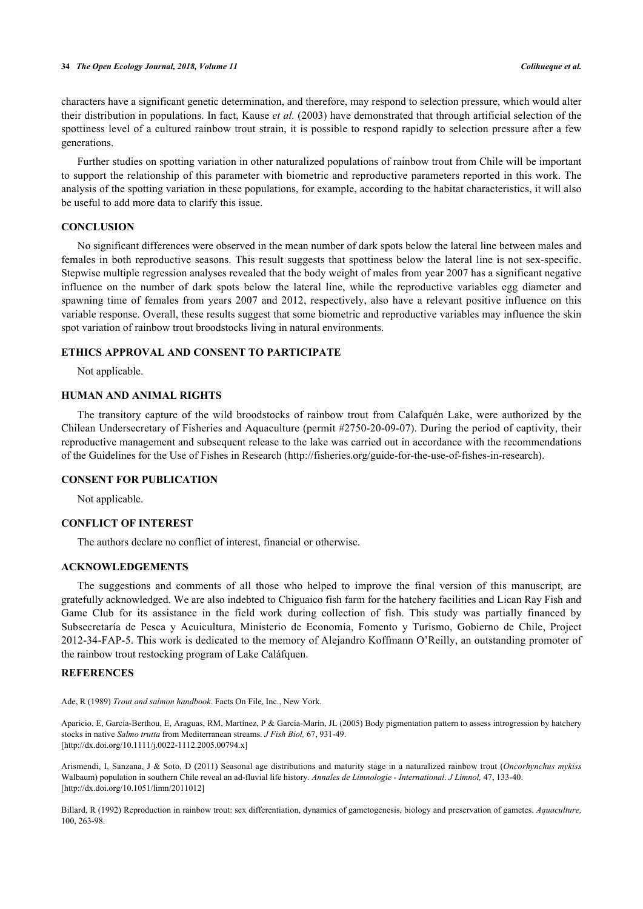characters have a significant genetic determination, and therefore, may respond to selection pressure, which would alter their distribution in populations. In fact, Kause *et al.* (2003) have demonstrated that through artificial selection of the spottiness level of a cultured rainbow trout strain, it is possible to respond rapidly to selection pressure after a few generations.

Further studies on spotting variation in other naturalized populations of rainbow trout from Chile will be important to support the relationship of this parameter with biometric and reproductive parameters reported in this work. The analysis of the spotting variation in these populations, for example, according to the habitat characteristics, it will also be useful to add more data to clarify this issue.

## CONCLUSION

No significant differences were observed in the mean number of dark spots below the lateral line between males and females in both reproductive seasons. This result suggests that spottiness below the lateral line is not sex-specific. Stepwise multiple regression analyses revealed that the body weight of males from year 2007 has a significant negative influence on the number of dark spots below the lateral line, while the reproductive variables egg diameter and spawning time of females from years 2007 and 2012, respectively, also have a relevant positive influence on this variable response. Overall, these results suggest that some biometric and reproductive variables may influence the skin spot variation of rainbow trout broodstocks living in natural environments.

## ETHICS APPROVAL AND CONSENT TO PARTICIPATE

Not applicable.

## HUMAN AND ANIMAL RIGHTS

The transitory capture of the wild broodstocks of rainbow trout from Calafquén Lake, were authorized by the Chilean Undersecretary of Fisheries and Aquaculture (permit #2750-20-09-07). During the period of captivity, their reproductive management and subsequent release to the lake was carried out in accordance with the recommendations of the Guidelines for the Use of Fishes in Research (http://fisheries.org/guide-for-the-use-of-fishes-in-research).

## CONSENT FOR PUBLICATION

Not applicable.

## CONFLICT OF INTEREST

The authors declare no conflict of interest, financial or otherwise.

## ACKNOWLEDGEMENTS

The suggestions and comments of all those who helped to improve the final version of this manuscript, are gratefully acknowledged. We are also indebted to Chiguaico fish farm for the hatchery facilities and Lican Ray Fish and Game Club for its assistance in the field work during collection of fish. This study was partially financed by Subsecretaría de Pesca y Acuicultura, Ministerio de Economía, Fomento y Turismo, Gobierno de Chile, Project 2012-34-FAP-5. This work is dedicated to the memory of Alejandro Koffmann O'Reilly, an outstanding promoter of the rainbow trout restocking program of Lake Caláfquen.

## REFERENCES

Ade, R (1989) *Trout and salmon handbook.* Facts On File, Inc., New York.

Aparicio, E, García-Berthou, E, Araguas, RM, Martínez, P & García-Marín, JL (2005) Body pigmentation pattern to assess introgression by hatchery stocks in native *Salmo trutta* from Mediterranean streams. *J Fish Biol,* 67, 931-49. [http://dx.doi.org/10.1111/j.0022-1112.2005.00794.x]

Arismendi, I, Sanzana, J & Soto, D (2011) Seasonal age distributions and maturity stage in a naturalized rainbow trout (*Oncorhynchus mykiss* Walbaum) population in southern Chile reveal an ad-fluvial life history. *Annales de Limnologie - International*. *J Limnol,* 47, 133-40. [http://dx.doi.org/10.1051/limn/2011012]

Billard, R (1992) Reproduction in rainbow trout: sex differentiation, dynamics of gametogenesis, biology and preservation of gametes. *Aquaculture,* 100, 263-98.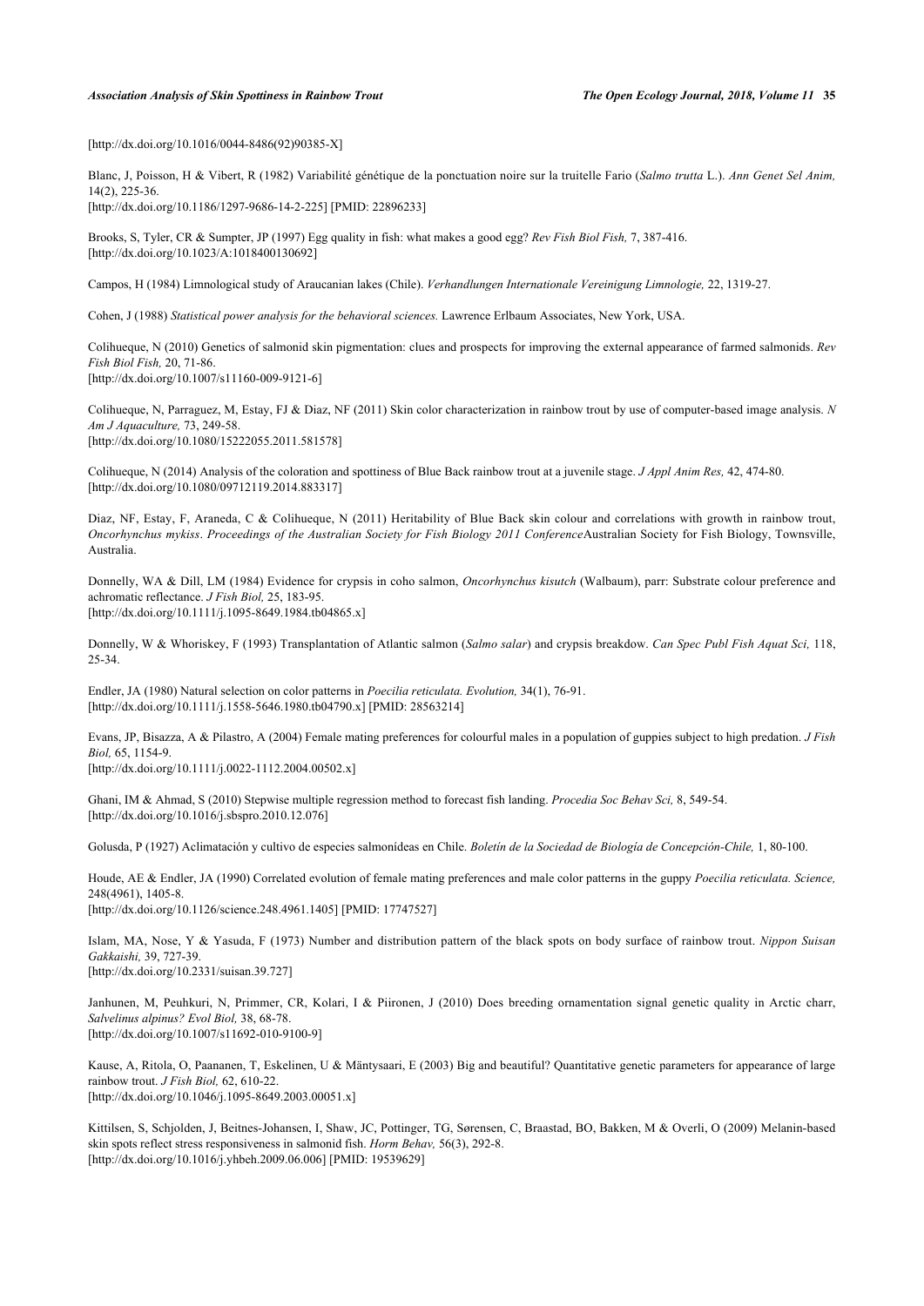[http://dx.doi.org/10.1016/0044-8486(92)90385-X]

Blanc, J, Poisson, H & Vibert, R (1982) Variabilité génétique de la ponctuation noire sur la truitelle Fario (*Salmo trutta* L.). *Ann Genet Sel Anim,* 14(2), 225-36.
[http://dx.doi.org/10.1186/1297-9686-14-2-225] [PMID: 22896233]

Brooks, S, Tyler, CR & Sumpter, JP (1997) Egg quality in fish: what makes a good egg? *Rev Fish Biol Fish,* 7, 387-416.
[http://dx.doi.org/10.1023/A:1018400130692]

Campos, H (1984) Limnological study of Araucanian lakes (Chile). *Verhandlungen Internationale Vereinigung Limnologie,* 22, 1319-27.

Cohen, J (1988) *Statistical power analysis for the behavioral sciences.* Lawrence Erlbaum Associates, New York, USA.

Colihueque, N (2010) Genetics of salmonid skin pigmentation: clues and prospects for improving the external appearance of farmed salmonids. *Rev Fish Biol Fish,* 20, 71-86.
[http://dx.doi.org/10.1007/s11160-009-9121-6]

Colihueque, N, Parraguez, M, Estay, FJ & Diaz, NF (2011) Skin color characterization in rainbow trout by use of computer-based image analysis. *N Am J Aquaculture,* 73, 249-58.
[http://dx.doi.org/10.1080/15222055.2011.581578]

Colihueque, N (2014) Analysis of the coloration and spottiness of Blue Back rainbow trout at a juvenile stage. *J Appl Anim Res,* 42, 474-80.
[http://dx.doi.org/10.1080/09712119.2014.883317]

Diaz, NF, Estay, F, Araneda, C & Colihueque, N (2011) Heritability of Blue Back skin colour and correlations with growth in rainbow trout, *Oncorhynchus mykiss*. *Proceedings of the Australian Society for Fish Biology 2011 Conference*Australian Society for Fish Biology, Townsville, Australia.

Donnelly, WA & Dill, LM (1984) Evidence for crypsis in coho salmon, *Oncorhynchus kisutch* (Walbaum), parr: Substrate colour preference and achromatic reflectance. *J Fish Biol,* 25, 183-95.
[http://dx.doi.org/10.1111/j.1095-8649.1984.tb04865.x]

Donnelly, W & Whoriskey, F (1993) Transplantation of Atlantic salmon (*Salmo salar*) and crypsis breakdow. *Can Spec Publ Fish Aquat Sci,* 118, 25-34.

Endler, JA (1980) Natural selection on color patterns in *Poecilia reticulata. Evolution,* 34(1), 76-91.
[http://dx.doi.org/10.1111/j.1558-5646.1980.tb04790.x] [PMID: 28563214]

Evans, JP, Bisazza, A & Pilastro, A (2004) Female mating preferences for colourful males in a population of guppies subject to high predation. *J Fish Biol,* 65, 1154-9.
[http://dx.doi.org/10.1111/j.0022-1112.2004.00502.x]

Ghani, IM & Ahmad, S (2010) Stepwise multiple regression method to forecast fish landing. *Procedia Soc Behav Sci,* 8, 549-54.
[http://dx.doi.org/10.1016/j.sbspro.2010.12.076]

Golusda, P (1927) Aclimatación y cultivo de especies salmonídeas en Chile. *Boletín de la Sociedad de Biología de Concepción-Chile,* 1, 80-100.

Houde, AE & Endler, JA (1990) Correlated evolution of female mating preferences and male color patterns in the guppy *Poecilia reticulata. Science,* 248(4961), 1405-8.
[http://dx.doi.org/10.1126/science.248.4961.1405] [PMID: 17747527]

Islam, MA, Nose, Y & Yasuda, F (1973) Number and distribution pattern of the black spots on body surface of rainbow trout. *Nippon Suisan Gakkaishi,* 39, 727-39.
[http://dx.doi.org/10.2331/suisan.39.727]

Janhunen, M, Peuhkuri, N, Primmer, CR, Kolari, I & Piironen, J (2010) Does breeding ornamentation signal genetic quality in Arctic charr, *Salvelinus alpinus? Evol Biol,* 38, 68-78.
[http://dx.doi.org/10.1007/s11692-010-9100-9]

Kause, A, Ritola, O, Paananen, T, Eskelinen, U & Mäntysaari, E (2003) Big and beautiful? Quantitative genetic parameters for appearance of large rainbow trout. *J Fish Biol,* 62, 610-22.
[http://dx.doi.org/10.1046/j.1095-8649.2003.00051.x]

Kittilsen, S, Schjolden, J, Beitnes-Johansen, I, Shaw, JC, Pottinger, TG, Sørensen, C, Braastad, BO, Bakken, M & Overli, O (2009) Melanin-based skin spots reflect stress responsiveness in salmonid fish. *Horm Behav,* 56(3), 292-8.
[http://dx.doi.org/10.1016/j.yhbeh.2009.06.006] [PMID: 19539629]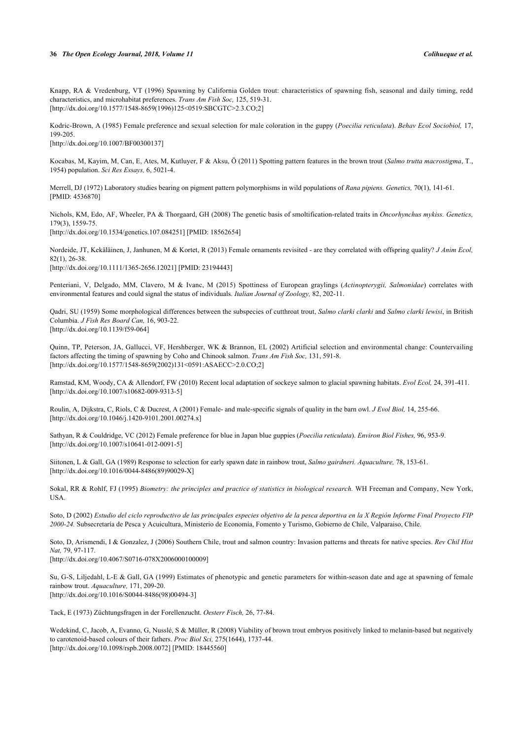Knapp, RA & Vredenburg, VT (1996) Spawning by California Golden trout: characteristics of spawning fish, seasonal and daily timing, redd characteristics, and microhabitat preferences. *Trans Am Fish Soc,* 125, 519-31.
[http://dx.doi.org/10.1577/1548-8659(1996)125<0519:SBCGTC>2.3.CO;2]

Kodric-Brown, A (1985) Female preference and sexual selection for male coloration in the guppy (*Poecilia reticulata*). *Behav Ecol Sociobiol,* 17, 199-205.
[http://dx.doi.org/10.1007/BF00300137]

Kocabas, M, Kayim, M, Can, E, Ates, M, Kutluyer, F & Aksu, Ö (2011) Spotting pattern features in the brown trout (*Salmo trutta macrostigma*, T., 1954) population. *Sci Res Essays,* 6, 5021-4.

Merrell, DJ (1972) Laboratory studies bearing on pigment pattern polymorphisms in wild populations of *Rana pipiens. Genetics,* 70(1), 141-61.
[PMID: 4536870]

Nichols, KM, Edo, AF, Wheeler, PA & Thorgaard, GH (2008) The genetic basis of smoltification-related traits in *Oncorhynchus mykiss. Genetics,* 179(3), 1559-75.
[http://dx.doi.org/10.1534/genetics.107.084251] [PMID: 18562654]

Nordeide, JT, Kekäläinen, J, Janhunen, M & Kortet, R (2013) Female ornaments revisited - are they correlated with offspring quality? *J Anim Ecol,* 82(1), 26-38.
[http://dx.doi.org/10.1111/1365-2656.12021] [PMID: 23194443]

Penteriani, V, Delgado, MM, Clavero, M & Ivanc, M (2015) Spottiness of European graylings (*Actinopterygii, Salmonidae*) correlates with environmental features and could signal the status of individuals. *Italian Journal of Zoology,* 82, 202-11.

Qadri, SU (1959) Some morphological differences between the subspecies of cutthroat trout, *Salmo clarki clarki* and *Salmo clarki lewisi*, in British Columbia. *J Fish Res Board Can,* 16, 903-22.
[http://dx.doi.org/10.1139/f59-064]

Quinn, TP, Peterson, JA, Gallucci, VF, Hershberger, WK & Brannon, EL (2002) Artificial selection and environmental change: Countervailing factors affecting the timing of spawning by Coho and Chinook salmon. *Trans Am Fish Soc,* 131, 591-8.
[http://dx.doi.org/10.1577/1548-8659(2002)131<0591:ASAECC>2.0.CO;2]

Ramstad, KM, Woody, CA & Allendorf, FW (2010) Recent local adaptation of sockeye salmon to glacial spawning habitats. *Evol Ecol,* 24, 391-411.
[http://dx.doi.org/10.1007/s10682-009-9313-5]

Roulin, A, Dijkstra, C, Riols, C & Ducrest, A (2001) Female- and male-specific signals of quality in the barn owl. *J Evol Biol,* 14, 255-66.
[http://dx.doi.org/10.1046/j.1420-9101.2001.00274.x]

Sathyan, R & Couldridge, VC (2012) Female preference for blue in Japan blue guppies (*Poecilia reticulata*). *Environ Biol Fishes,* 96, 953-9.
[http://dx.doi.org/10.1007/s10641-012-0091-5]

Siitonen, L & Gall, GA (1989) Response to selection for early spawn date in rainbow trout, *Salmo gairdneri. Aquaculture,* 78, 153-61.
[http://dx.doi.org/10.1016/0044-8486(89)90029-X]

Sokal, RR & Rohlf, FJ (1995) *Biometry: the principles and practice of statistics in biological research.* WH Freeman and Company, New York, USA.

Soto, D (2002) *Estudio del ciclo reproductivo de las principales especies objetivo de la pesca deportiva en la X Región Informe Final Proyecto FIP 2000-24.* Subsecretaría de Pesca y Acuicultura, Ministerio de Economía, Fomento y Turismo, Gobierno de Chile, Valparaiso, Chile.

Soto, D, Arismendi, I & Gonzalez, J (2006) Southern Chile, trout and salmon country: Invasion patterns and threats for native species. *Rev Chil Hist Nat,* 79, 97-117.
[http://dx.doi.org/10.4067/S0716-078X2006000100009]

Su, G-S, Liljedahl, L-E & Gall, GA (1999) Estimates of phenotypic and genetic parameters for within-season date and age at spawning of female rainbow trout. *Aquaculture,* 171, 209-20.
[http://dx.doi.org/10.1016/S0044-8486(98)00494-3]

Tack, E (1973) Züchtungsfragen in der Forellenzucht. *Oesterr Fisch,* 26, 77-84.

Wedekind, C, Jacob, A, Evanno, G, Nusslé, S & Müller, R (2008) Viability of brown trout embryos positively linked to melanin-based but negatively to carotenoid-based colours of their fathers. *Proc Biol Sci,* 275(1644), 1737-44.
[http://dx.doi.org/10.1098/rspb.2008.0072] [PMID: 18445560]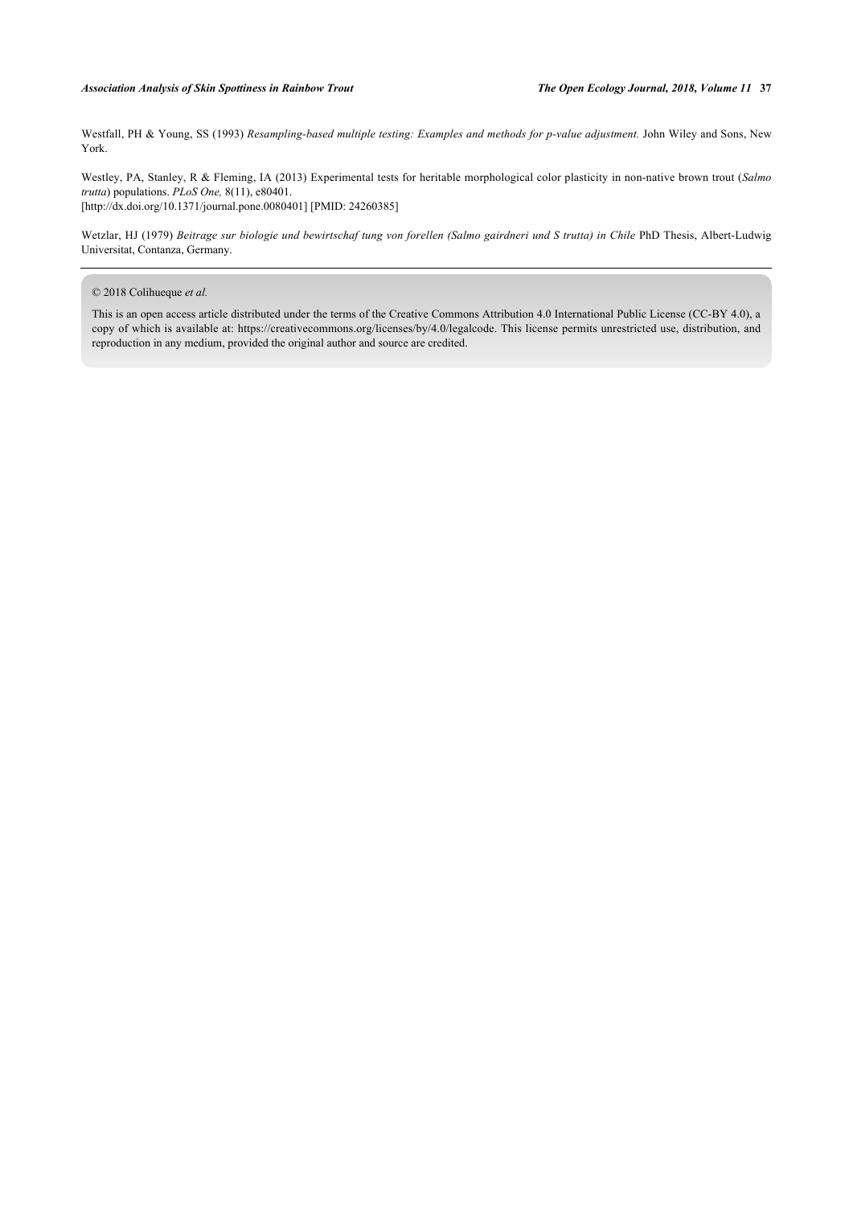Westfall, PH & Young, SS (1993) *Resampling-based multiple testing: Examples and methods for p-value adjustment.* John Wiley and Sons, New York.

Westley, PA, Stanley, R & Fleming, IA (2013) Experimental tests for heritable morphological color plasticity in non-native brown trout (*Salmo trutta*) populations. *PLoS One,* 8(11), e80401.
[http://dx.doi.org/10.1371/journal.pone.0080401] [PMID: 24260385]

Wetzlar, HJ (1979) *Beitrage sur biologie und bewirtschaf tung von forellen (Salmo gairdneri und S trutta) in Chile* PhD Thesis, Albert-Ludwig Universitat, Contanza, Germany.

---

© 2018 Colihueque *et al.*

This is an open access article distributed under the terms of the Creative Commons Attribution 4.0 International Public License (CC-BY 4.0), a copy of which is available at: https://creativecommons.org/licenses/by/4.0/legalcode. This license permits unrestricted use, distribution, and reproduction in any medium, provided the original author and source are credited.